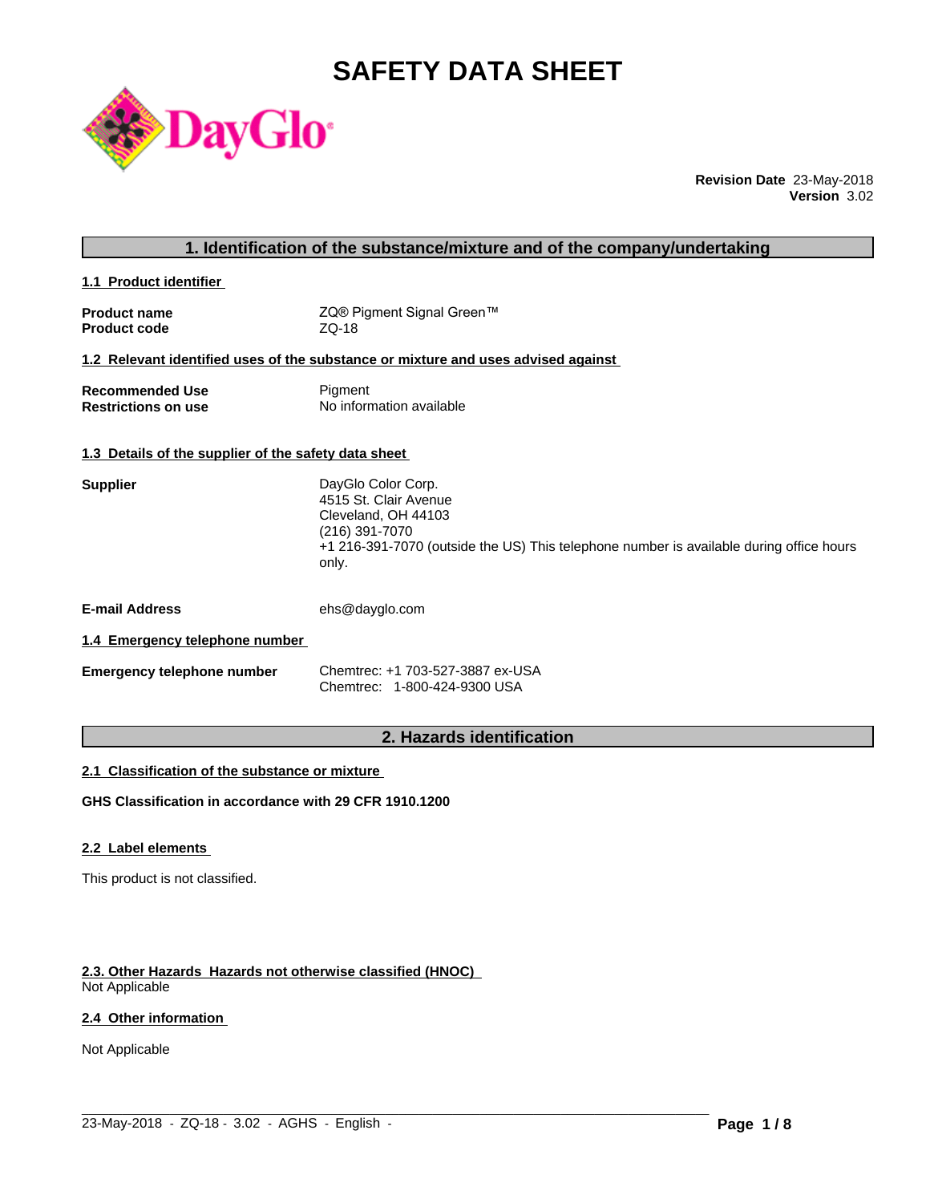# SAFETY DATA SHEET

**Revision Date** 23-May-2018
**Version** 3.02

## 1. Identification of the substance/mixture and of the company/undertaking

### 1.1 Product identifier

| | |
|---|---|
| **Product name** | ZQ® Pigment Signal Green™ |
| **Product code** | ZQ-18 |

### 1.2 Relevant identified uses of the substance or mixture and uses advised against

| | |
|---|---|
| **Recommended Use** | Pigment |
| **Restrictions on use** | No information available |

### 1.3 Details of the supplier of the safety data sheet

**Supplier**
DayGlo Color Corp.
4515 St. Clair Avenue
Cleveland, OH 44103
(216) 391-7070
+1 216-391-7070 (outside the US) This telephone number is available during office hours only.

**E-mail Address** ehs@dayglo.com

### 1.4 Emergency telephone number

**Emergency telephone number**
Chemtrec: +1 703-527-3887 ex-USA
Chemtrec: 1-800-424-9300 USA

## 2. Hazards identification

### 2.1 Classification of the substance or mixture

**GHS Classification in accordance with 29 CFR 1910.1200**

### 2.2 Label elements

This product is not classified.

### 2.3. Other Hazards Hazards not otherwise classified (HNOC)

Not Applicable

### 2.4 Other information

Not Applicable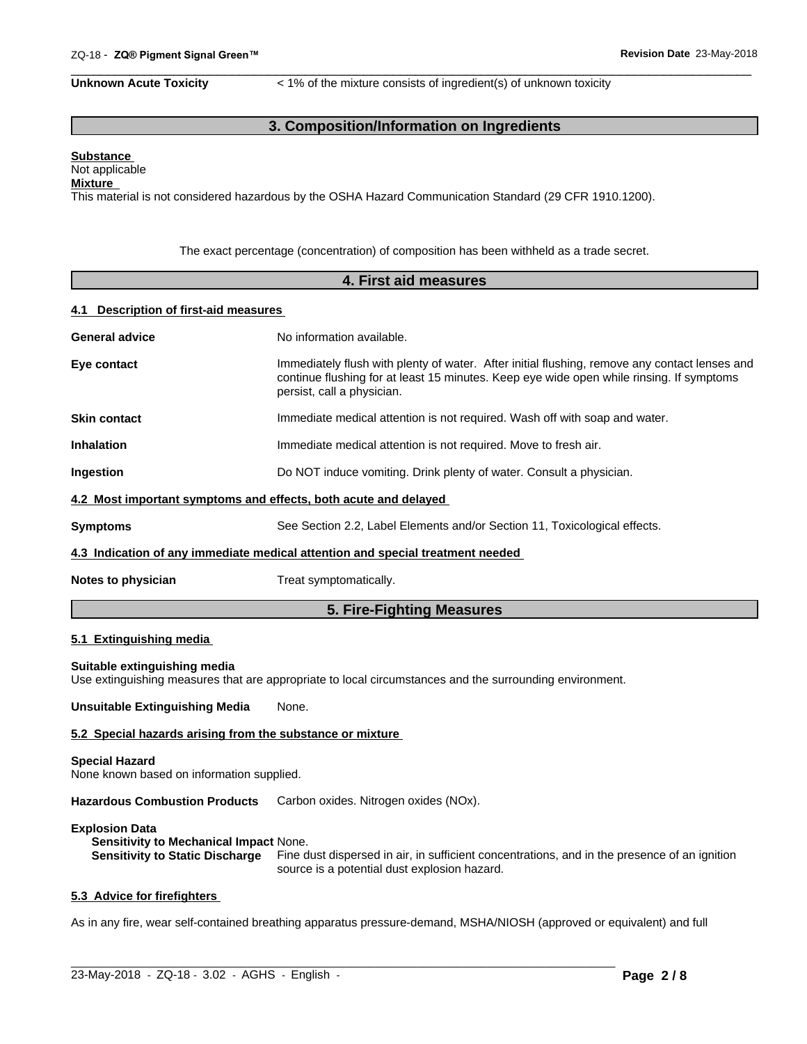**Unknown Acute Toxicity** < 1% of the mixture consists of ingredient(s) of unknown toxicity

## 3. Composition/Information on Ingredients

**Substance**
Not applicable
**Mixture**
This material is not considered hazardous by the OSHA Hazard Communication Standard (29 CFR 1910.1200).

The exact percentage (concentration) of composition has been withheld as a trade secret.

## 4. First aid measures

### 4.1 Description of first-aid measures

**General advice** No information available.

**Eye contact** Immediately flush with plenty of water. After initial flushing, remove any contact lenses and continue flushing for at least 15 minutes. Keep eye wide open while rinsing. If symptoms persist, call a physician.

**Skin contact** Immediate medical attention is not required. Wash off with soap and water.

**Inhalation** Immediate medical attention is not required. Move to fresh air.

**Ingestion** Do NOT induce vomiting. Drink plenty of water. Consult a physician.

### 4.2 Most important symptoms and effects, both acute and delayed

**Symptoms** See Section 2.2, Label Elements and/or Section 11, Toxicological effects.

### 4.3 Indication of any immediate medical attention and special treatment needed

**Notes to physician** Treat symptomatically.

## 5. Fire-Fighting Measures

### 5.1 Extinguishing media

**Suitable extinguishing media**
Use extinguishing measures that are appropriate to local circumstances and the surrounding environment.

**Unsuitable Extinguishing Media** None.

### 5.2 Special hazards arising from the substance or mixture

**Special Hazard**
None known based on information supplied.

**Hazardous Combustion Products** Carbon oxides. Nitrogen oxides (NOx).

**Explosion Data**
**Sensitivity to Mechanical Impact** None.
**Sensitivity to Static Discharge** Fine dust dispersed in air, in sufficient concentrations, and in the presence of an ignition source is a potential dust explosion hazard.

### 5.3 Advice for firefighters

As in any fire, wear self-contained breathing apparatus pressure-demand, MSHA/NIOSH (approved or equivalent) and full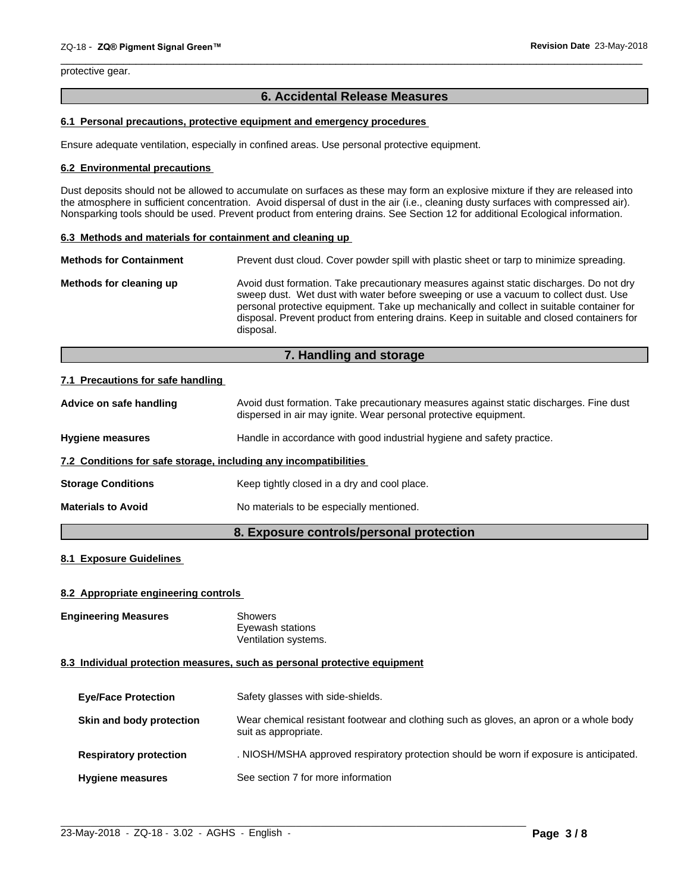protective gear.

## 6. Accidental Release Measures

### 6.1 Personal precautions, protective equipment and emergency procedures

Ensure adequate ventilation, especially in confined areas. Use personal protective equipment.

### 6.2 Environmental precautions

Dust deposits should not be allowed to accumulate on surfaces as these may form an explosive mixture if they are released into the atmosphere in sufficient concentration. Avoid dispersal of dust in the air (i.e., cleaning dusty surfaces with compressed air). Nonsparking tools should be used. Prevent product from entering drains. See Section 12 for additional Ecological information.

### 6.3 Methods and materials for containment and cleaning up

**Methods for Containment** Prevent dust cloud. Cover powder spill with plastic sheet or tarp to minimize spreading.

**Methods for cleaning up** Avoid dust formation. Take precautionary measures against static discharges. Do not dry sweep dust. Wet dust with water before sweeping or use a vacuum to collect dust. Use personal protective equipment. Take up mechanically and collect in suitable container for disposal. Prevent product from entering drains. Keep in suitable and closed containers for disposal.

## 7. Handling and storage

### 7.1 Precautions for safe handling

**Advice on safe handling** Avoid dust formation. Take precautionary measures against static discharges. Fine dust dispersed in air may ignite. Wear personal protective equipment.

**Hygiene measures** Handle in accordance with good industrial hygiene and safety practice.

### 7.2 Conditions for safe storage, including any incompatibilities

**Storage Conditions** Keep tightly closed in a dry and cool place.

**Materials to Avoid** No materials to be especially mentioned.

## 8. Exposure controls/personal protection

### 8.1 Exposure Guidelines

### 8.2 Appropriate engineering controls

**Engineering Measures** Showers
Eyewash stations
Ventilation systems.

### 8.3 Individual protection measures, such as personal protective equipment

**Eye/Face Protection** Safety glasses with side-shields.

**Skin and body protection** Wear chemical resistant footwear and clothing such as gloves, an apron or a whole body suit as appropriate.

**Respiratory protection** . NIOSH/MSHA approved respiratory protection should be worn if exposure is anticipated.

**Hygiene measures** See section 7 for more information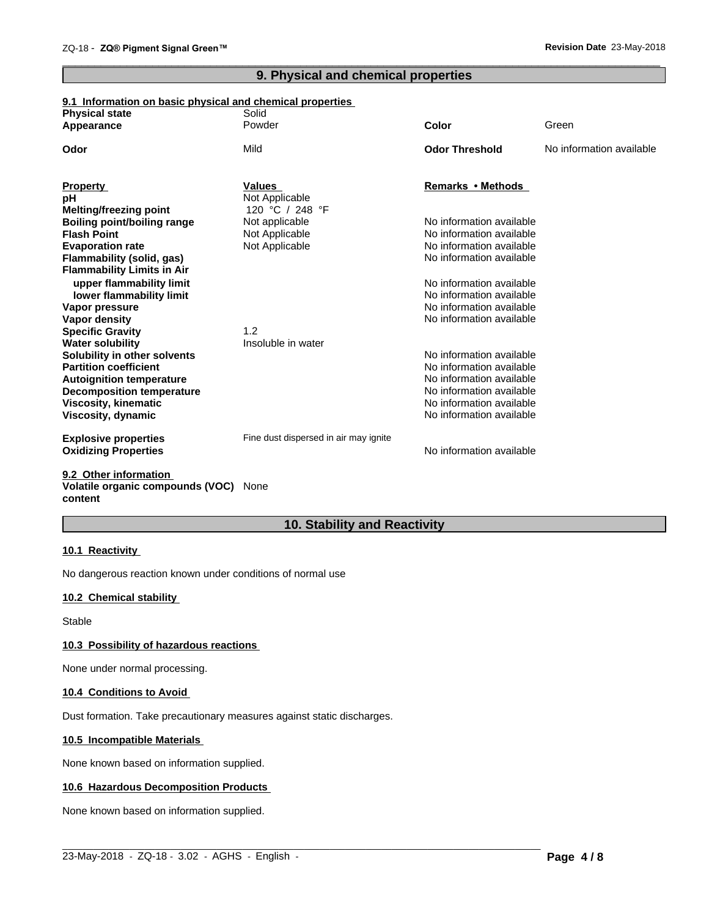## 9. Physical and chemical properties

### 9.1 Information on basic physical and chemical properties

| | | | |
|---|---|---|---|
| **Physical state** | Solid | | |
| **Appearance** | Powder | **Color** | Green |
| **Odor** | Mild | **Odor Threshold** | No information available |

| **Property** | **Values** | **Remarks • Methods** |
|---|---|---|
| **pH** | Not Applicable | |
| **Melting/freezing point** | 120 °C / 248 °F | |
| **Boiling point/boiling range** | Not applicable | No information available |
| **Flash Point** | Not Applicable | No information available |
| **Evaporation rate** | Not Applicable | No information available |
| **Flammability (solid, gas)** | | No information available |
| **Flammability Limits in Air** | | |
| upper flammability limit | | No information available |
| lower flammability limit | | No information available |
| **Vapor pressure** | | No information available |
| **Vapor density** | | No information available |
| **Specific Gravity** | 1.2 | |
| **Water solubility** | Insoluble in water | |
| **Solubility in other solvents** | | No information available |
| **Partition coefficient** | | No information available |
| **Autoignition temperature** | | No information available |
| **Decomposition temperature** | | No information available |
| **Viscosity, kinematic** | | No information available |
| **Viscosity, dynamic** | | No information available |
| **Explosive properties** | Fine dust dispersed in air may ignite | |
| **Oxidizing Properties** | | No information available |

### 9.2 Other information

**Volatile organic compounds (VOC) content** None

## 10. Stability and Reactivity

### 10.1 Reactivity

No dangerous reaction known under conditions of normal use

### 10.2 Chemical stability

Stable

### 10.3 Possibility of hazardous reactions

None under normal processing.

### 10.4 Conditions to Avoid

Dust formation. Take precautionary measures against static discharges.

### 10.5 Incompatible Materials

None known based on information supplied.

### 10.6 Hazardous Decomposition Products

None known based on information supplied.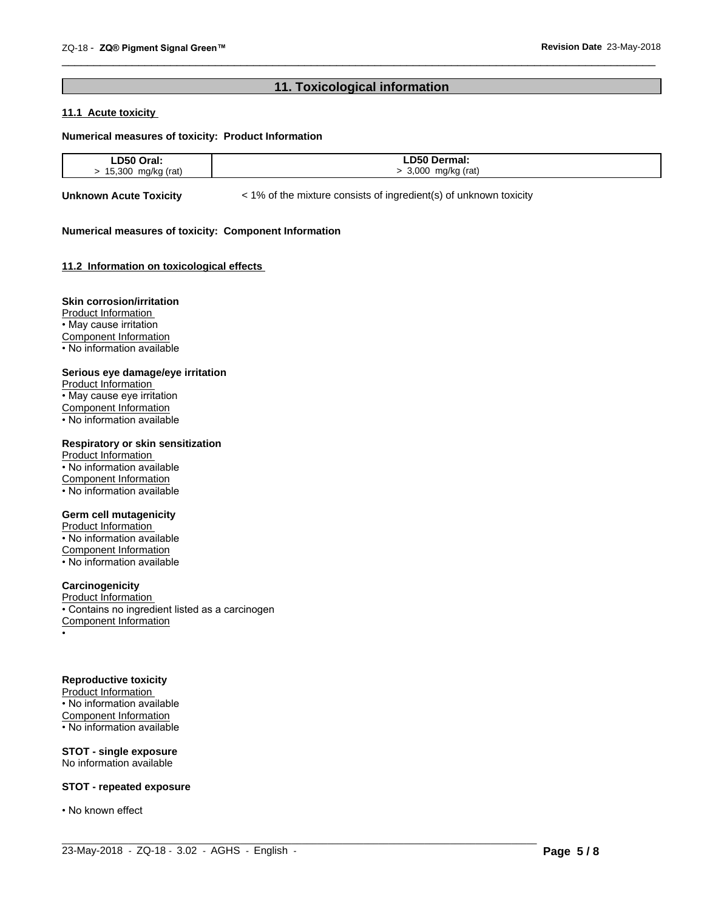## 11. Toxicological information

### 11.1 Acute toxicity

**Numerical measures of toxicity: Product Information**

| LD50 Oral: | LD50 Dermal: |
|---|---|
| > 15,300 mg/kg (rat) | > 3,000 mg/kg (rat) |

**Unknown Acute Toxicity** < 1% of the mixture consists of ingredient(s) of unknown toxicity

**Numerical measures of toxicity: Component Information**

### 11.2 Information on toxicological effects

**Skin corrosion/irritation**

Product Information

- May cause irritation

Component Information

- No information available

**Serious eye damage/eye irritation**

Product Information

- May cause eye irritation

Component Information

- No information available

**Respiratory or skin sensitization**

Product Information

- No information available

Component Information

- No information available

**Germ cell mutagenicity**

Product Information

- No information available

Component Information

- No information available

**Carcinogenicity**

Product Information

- Contains no ingredient listed as a carcinogen

Component Information

•

**Reproductive toxicity**

Product Information

- No information available

Component Information

- No information available

**STOT - single exposure**

No information available

**STOT - repeated exposure**

- No known effect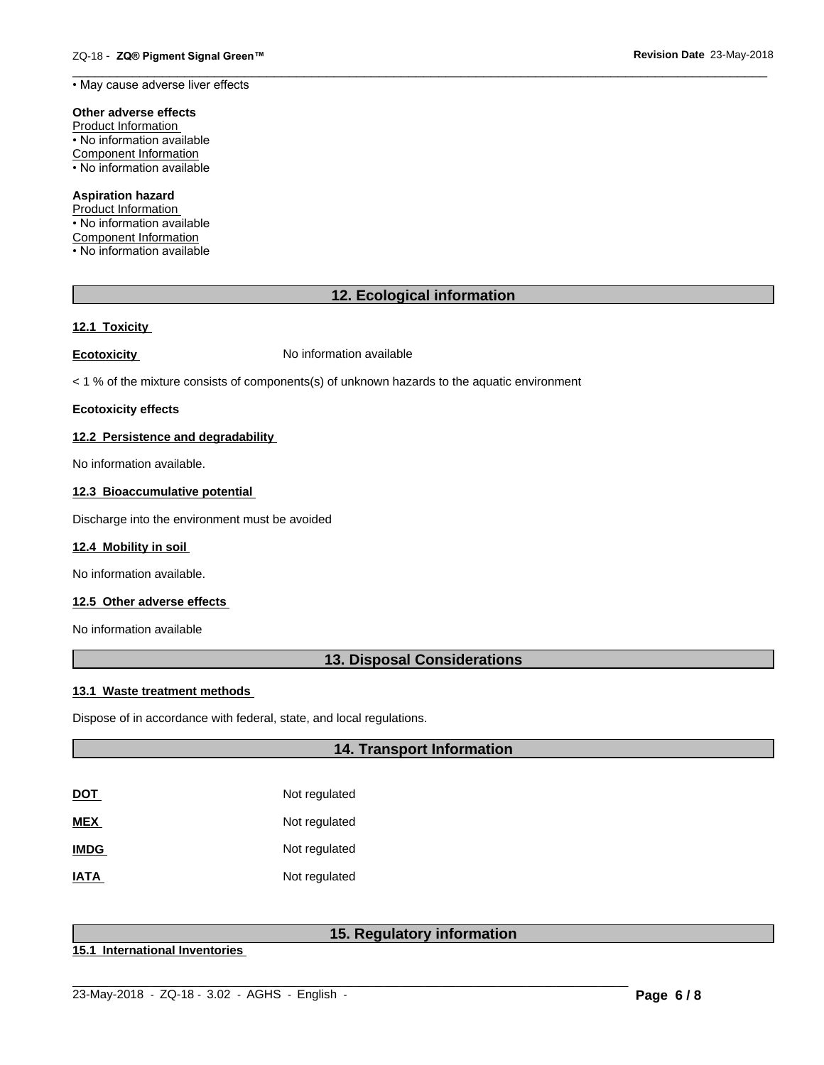• May cause adverse liver effects

**Other adverse effects**

Product Information

• No information available

Component Information

• No information available

**Aspiration hazard**

Product Information

• No information available

Component Information

• No information available

## 12. Ecological information

### 12.1 Toxicity

**Ecotoxicity** No information available

< 1 % of the mixture consists of components(s) of unknown hazards to the aquatic environment

**Ecotoxicity effects**

### 12.2 Persistence and degradability

No information available.

### 12.3 Bioaccumulative potential

Discharge into the environment must be avoided

### 12.4 Mobility in soil

No information available.

### 12.5 Other adverse effects

No information available

## 13. Disposal Considerations

### 13.1 Waste treatment methods

Dispose of in accordance with federal, state, and local regulations.

## 14. Transport Information

| | |
|---|---|
| **DOT** | Not regulated |
| **MEX** | Not regulated |
| **IMDG** | Not regulated |
| **IATA** | Not regulated |

## 15. Regulatory information

### 15.1 International Inventories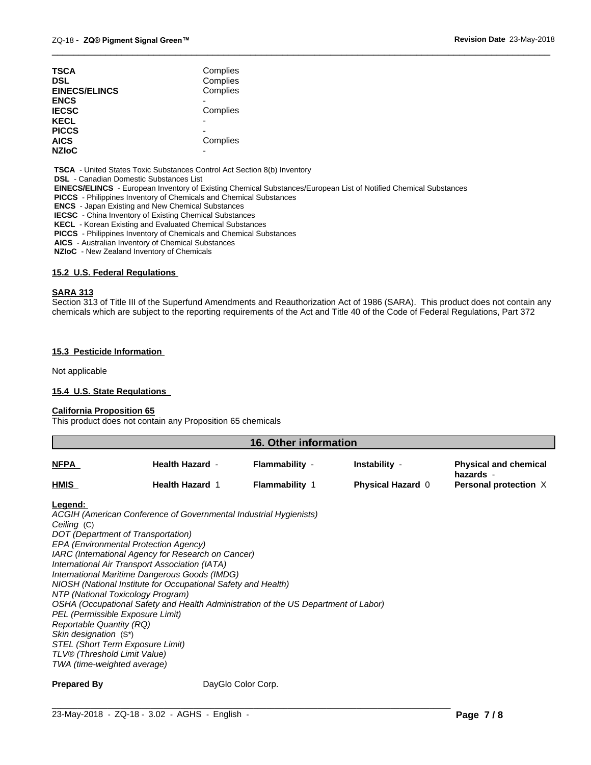| | |
|---|---|
| **TSCA** | Complies |
| **DSL** | Complies |
| **EINECS/ELINCS** | Complies |
| **ENCS** | - |
| **IECSC** | Complies |
| **KECL** | - |
| **PICCS** | - |
| **AICS** | Complies |
| **NZIoC** | - |

**TSCA** - United States Toxic Substances Control Act Section 8(b) Inventory
**DSL** - Canadian Domestic Substances List
**EINECS/ELINCS** - European Inventory of Existing Chemical Substances/European List of Notified Chemical Substances
**PICCS** - Philippines Inventory of Chemicals and Chemical Substances
**ENCS** - Japan Existing and New Chemical Substances
**IECSC** - China Inventory of Existing Chemical Substances
**KECL** - Korean Existing and Evaluated Chemical Substances
**PICCS** - Philippines Inventory of Chemicals and Chemical Substances
**AICS** - Australian Inventory of Chemical Substances
**NZIoC** - New Zealand Inventory of Chemicals

### 15.2 U.S. Federal Regulations

**SARA 313**
Section 313 of Title III of the Superfund Amendments and Reauthorization Act of 1986 (SARA). This product does not contain any chemicals which are subject to the reporting requirements of the Act and Title 40 of the Code of Federal Regulations, Part 372

### 15.3 Pesticide Information

Not applicable

### 15.4 U.S. State Regulations

**California Proposition 65**
This product does not contain any Proposition 65 chemicals

## 16. Other information

| | | | | |
|---|---|---|---|---|
| **NFPA** | **Health Hazard** - | **Flammability** - | **Instability** - | **Physical and chemical hazards** - |
| **HMIS** | **Health Hazard** 1 | **Flammability** 1 | **Physical Hazard** 0 | **Personal protection** X |

**Legend:**
*ACGIH (American Conference of Governmental Industrial Hygienists)*
*Ceiling* (C)
*DOT (Department of Transportation)*
*EPA (Environmental Protection Agency)*
*IARC (International Agency for Research on Cancer)*
*International Air Transport Association (IATA)*
*International Maritime Dangerous Goods (IMDG)*
*NIOSH (National Institute for Occupational Safety and Health)*
*NTP (National Toxicology Program)*
*OSHA (Occupational Safety and Health Administration of the US Department of Labor)*
*PEL (Permissible Exposure Limit)*
*Reportable Quantity (RQ)*
*Skin designation* (S*)
*STEL (Short Term Exposure Limit)*
*TLV® (Threshold Limit Value)*
*TWA (time-weighted average)*

**Prepared By** DayGlo Color Corp.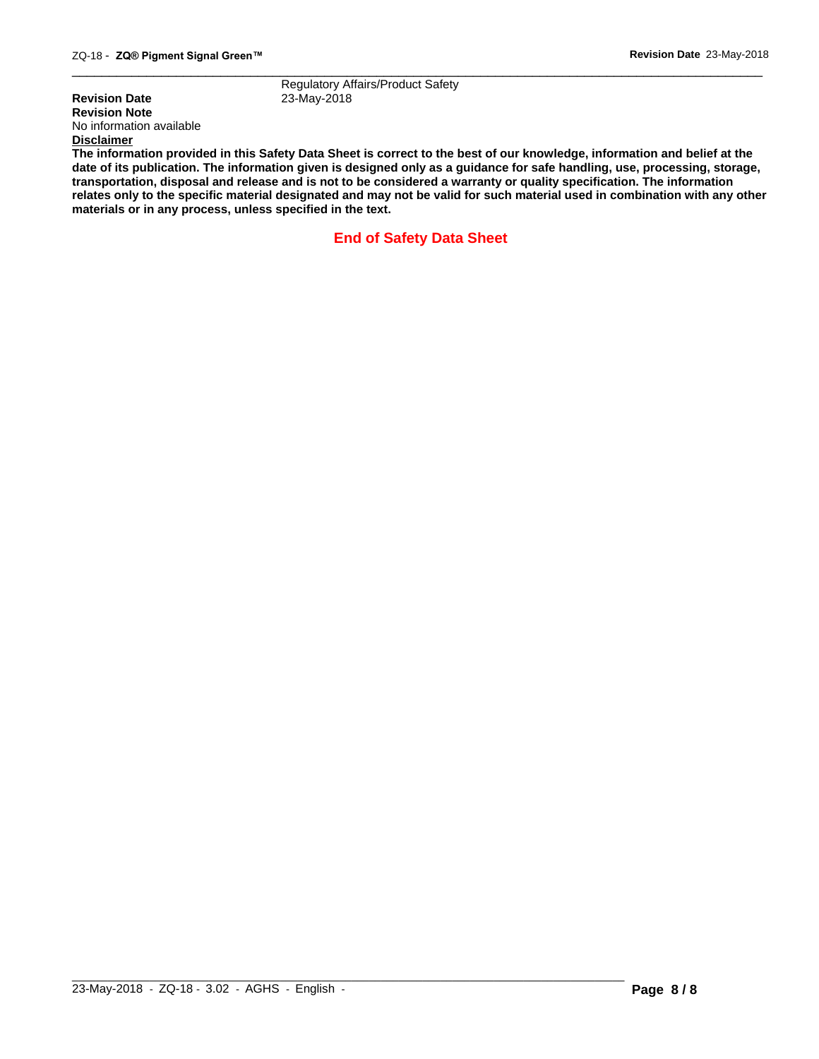Regulatory Affairs/Product Safety

**Revision Date** 23-May-2018

**Revision Note**

No information available

**Disclaimer**

**The information provided in this Safety Data Sheet is correct to the best of our knowledge, information and belief at the date of its publication. The information given is designed only as a guidance for safe handling, use, processing, storage, transportation, disposal and release and is not to be considered a warranty or quality specification. The information relates only to the specific material designated and may not be valid for such material used in combination with any other materials or in any process, unless specified in the text.**

**End of Safety Data Sheet**